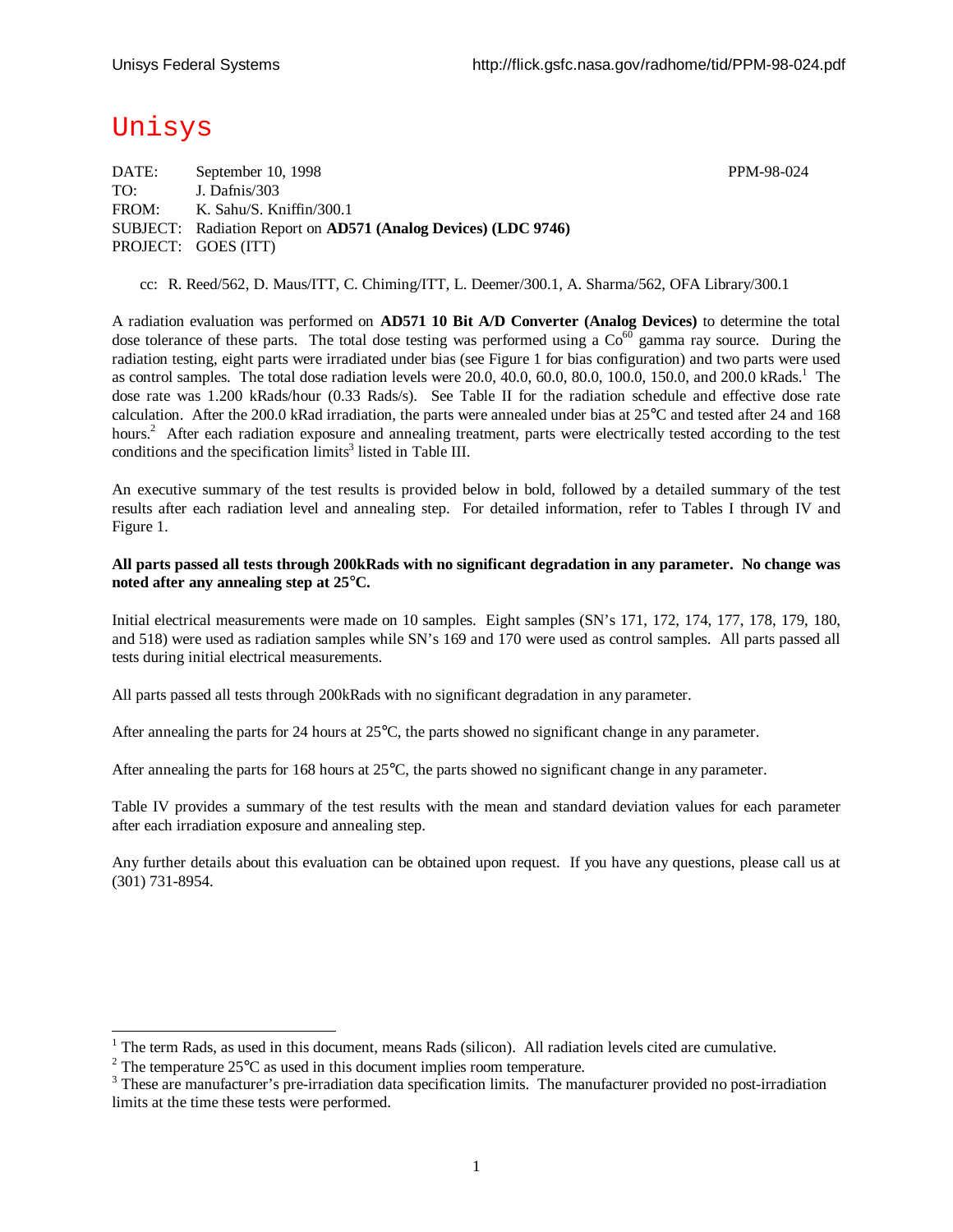Unisys

DATE: September 10, 1998 PPM-98-024
TO: J. Dafnis/303
FROM: K. Sahu/S. Kniffin/300.1
SUBJECT: Radiation Report on **AD571 (Analog Devices) (LDC 9746)**
PROJECT: GOES (ITT)

cc: R. Reed/562, D. Maus/ITT, C. Chiming/ITT, L. Deemer/300.1, A. Sharma/562, OFA Library/300.1

A radiation evaluation was performed on **AD571 10 Bit A/D Converter (Analog Devices)** to determine the total dose tolerance of these parts. The total dose testing was performed using a $Co^{60}$ gamma ray source. During the radiation testing, eight parts were irradiated under bias (see Figure 1 for bias configuration) and two parts were used as control samples. The total dose radiation levels were 20.0, 40.0, 60.0, 80.0, 100.0, 150.0, and 200.0 kRads.[1] The dose rate was 1.200 kRads/hour (0.33 Rads/s). See Table II for the radiation schedule and effective dose rate calculation. After the 200.0 kRad irradiation, the parts were annealed under bias at 25°C and tested after 24 and 168 hours.[2] After each radiation exposure and annealing treatment, parts were electrically tested according to the test conditions and the specification limits[3] listed in Table III.

An executive summary of the test results is provided below in bold, followed by a detailed summary of the test results after each radiation level and annealing step. For detailed information, refer to Tables I through IV and Figure 1.

**All parts passed all tests through 200kRads with no significant degradation in any parameter. No change was noted after any annealing step at 25°C.**

Initial electrical measurements were made on 10 samples. Eight samples (SN's 171, 172, 174, 177, 178, 179, 180, and 518) were used as radiation samples while SN's 169 and 170 were used as control samples. All parts passed all tests during initial electrical measurements.

All parts passed all tests through 200kRads with no significant degradation in any parameter.

After annealing the parts for 24 hours at 25°C, the parts showed no significant change in any parameter.

After annealing the parts for 168 hours at 25°C, the parts showed no significant change in any parameter.

Table IV provides a summary of the test results with the mean and standard deviation values for each parameter after each irradiation exposure and annealing step.

Any further details about this evaluation can be obtained upon request. If you have any questions, please call us at (301) 731-8954.

---

[1] The term Rads, as used in this document, means Rads (silicon). All radiation levels cited are cumulative.

[2] The temperature 25°C as used in this document implies room temperature.

[3] These are manufacturer's pre-irradiation data specification limits. The manufacturer provided no post-irradiation limits at the time these tests were performed.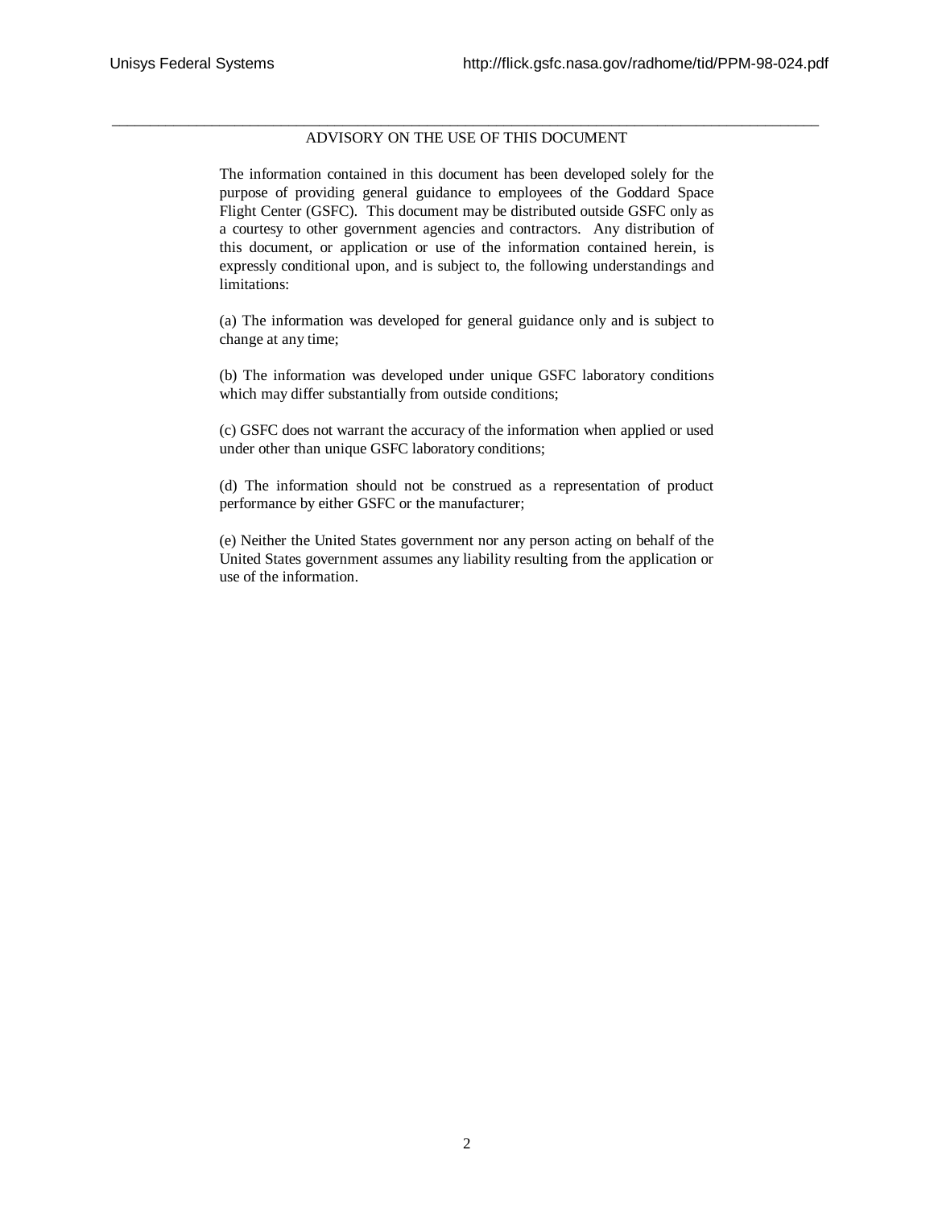## ADVISORY ON THE USE OF THIS DOCUMENT

The information contained in this document has been developed solely for the purpose of providing general guidance to employees of the Goddard Space Flight Center (GSFC). This document may be distributed outside GSFC only as a courtesy to other government agencies and contractors. Any distribution of this document, or application or use of the information contained herein, is expressly conditional upon, and is subject to, the following understandings and limitations:

(a) The information was developed for general guidance only and is subject to change at any time;

(b) The information was developed under unique GSFC laboratory conditions which may differ substantially from outside conditions;

(c) GSFC does not warrant the accuracy of the information when applied or used under other than unique GSFC laboratory conditions;

(d) The information should not be construed as a representation of product performance by either GSFC or the manufacturer;

(e) Neither the United States government nor any person acting on behalf of the United States government assumes any liability resulting from the application or use of the information.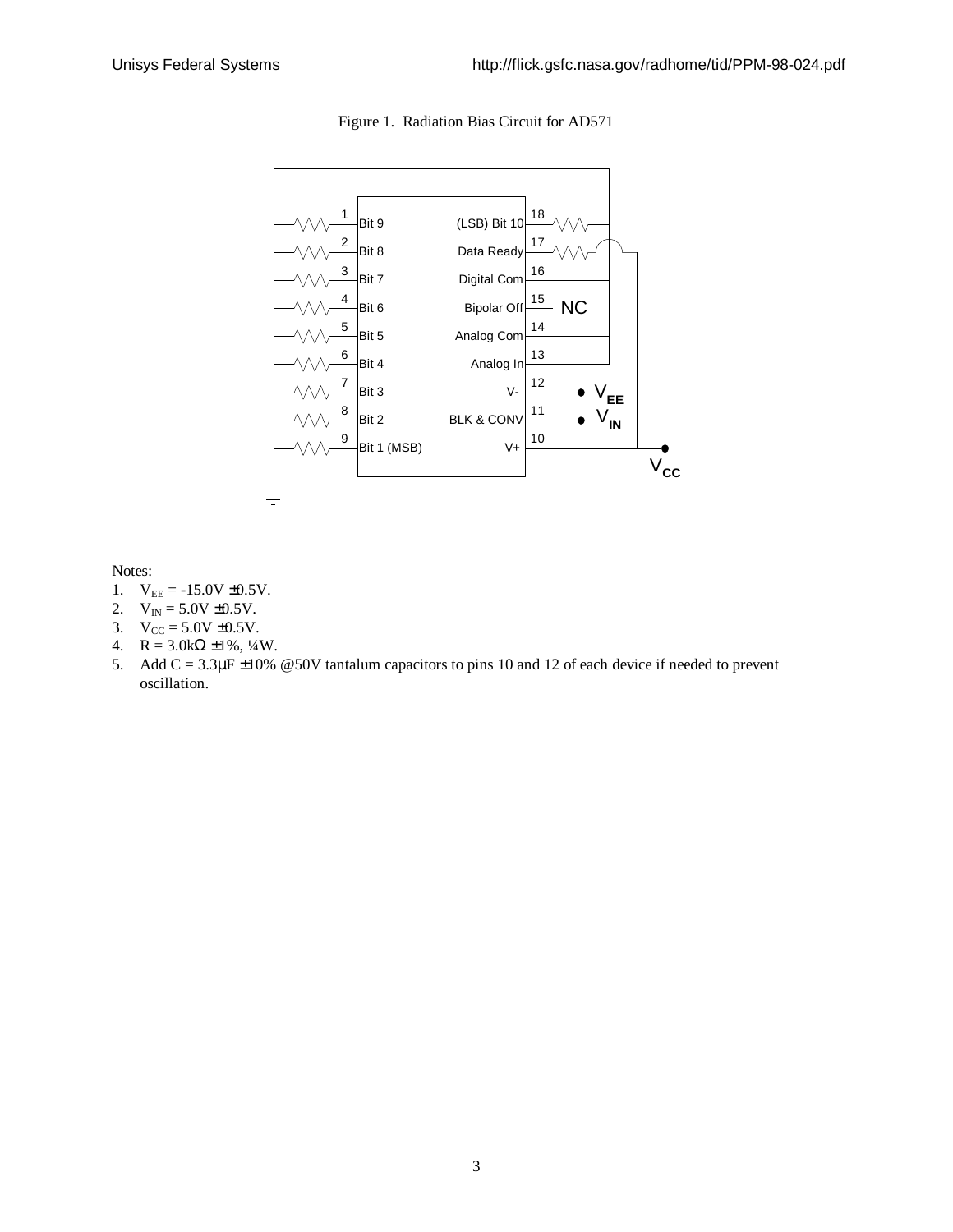Figure 1. Radiation Bias Circuit for AD571

Notes:

1. $V_{EE}$ = -15.0V ±0.5V.
2. $V_{IN}$ = 5.0V ±0.5V.
3. $V_{CC}$ = 5.0V ±0.5V.
4. R = 3.0kΩ ±1%, ¼W.
5. Add C = 3.3μF ±10% @50V tantalum capacitors to pins 10 and 12 of each device if needed to prevent oscillation.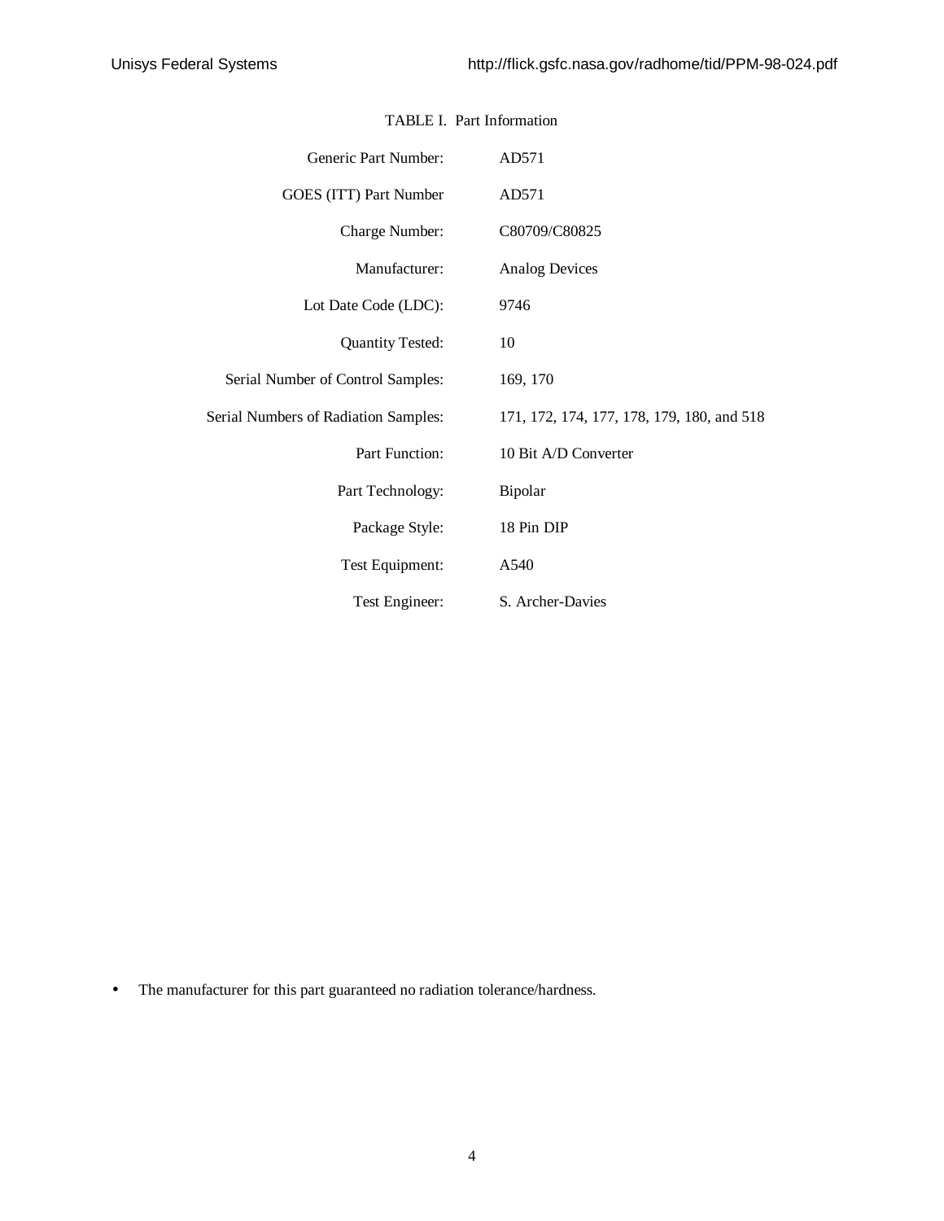TABLE I. Part Information

| | |
|---|---|
| Generic Part Number: | AD571 |
| GOES (ITT) Part Number | AD571 |
| Charge Number: | C80709/C80825 |
| Manufacturer: | Analog Devices |
| Lot Date Code (LDC): | 9746 |
| Quantity Tested: | 10 |
| Serial Number of Control Samples: | 169, 170 |
| Serial Numbers of Radiation Samples: | 171, 172, 174, 177, 178, 179, 180, and 518 |
| Part Function: | 10 Bit A/D Converter |
| Part Technology: | Bipolar |
| Package Style: | 18 Pin DIP |
| Test Equipment: | A540 |
| Test Engineer: | S. Archer-Davies |

- The manufacturer for this part guaranteed no radiation tolerance/hardness.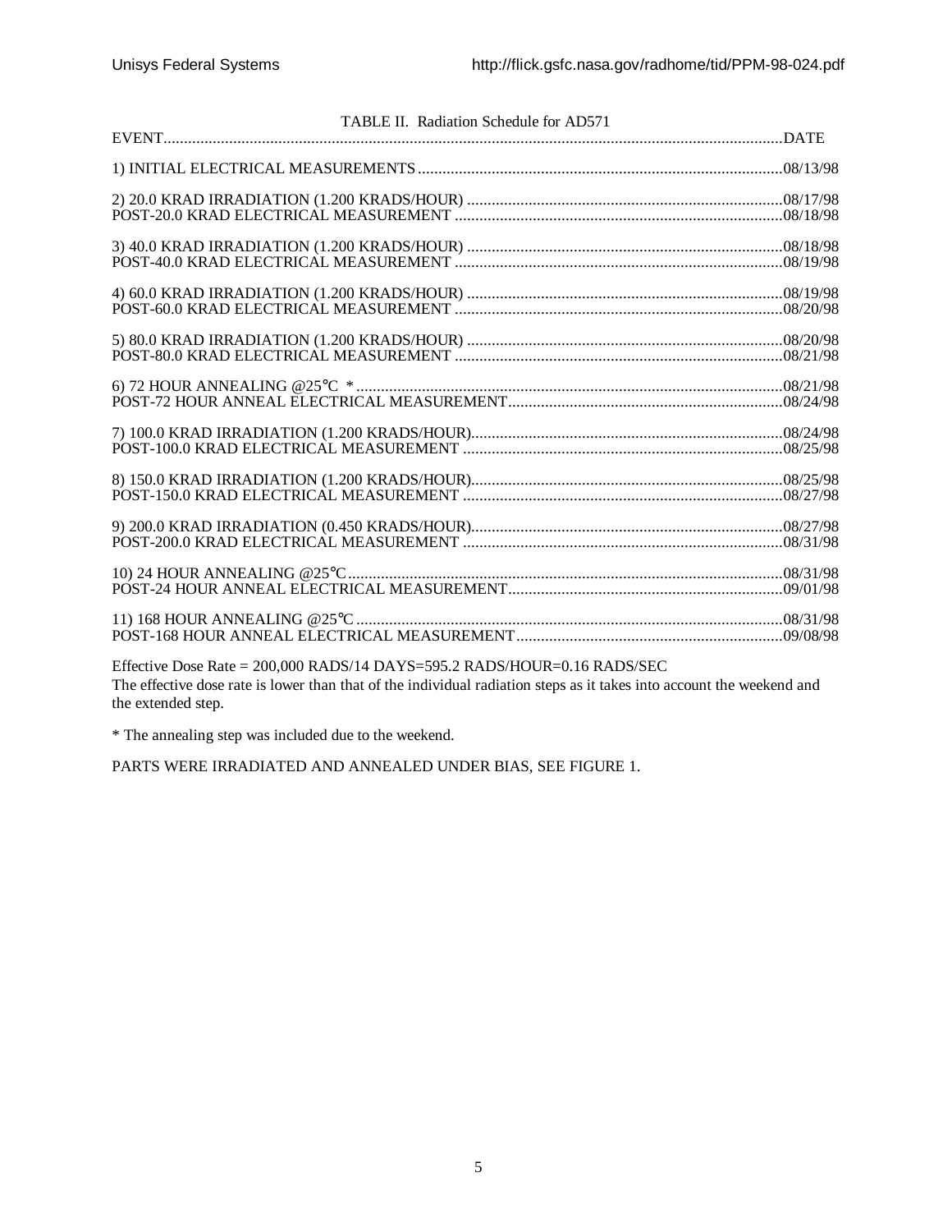TABLE II. Radiation Schedule for AD571

| EVENT | DATE |
|---|---|
| 1) INITIAL ELECTRICAL MEASUREMENTS | 08/13/98 |
| 2) 20.0 KRAD IRRADIATION (1.200 KRADS/HOUR) | 08/17/98 |
| POST-20.0 KRAD ELECTRICAL MEASUREMENT | 08/18/98 |
| 3) 40.0 KRAD IRRADIATION (1.200 KRADS/HOUR) | 08/18/98 |
| POST-40.0 KRAD ELECTRICAL MEASUREMENT | 08/19/98 |
| 4) 60.0 KRAD IRRADIATION (1.200 KRADS/HOUR) | 08/19/98 |
| POST-60.0 KRAD ELECTRICAL MEASUREMENT | 08/20/98 |
| 5) 80.0 KRAD IRRADIATION (1.200 KRADS/HOUR) | 08/20/98 |
| POST-80.0 KRAD ELECTRICAL MEASUREMENT | 08/21/98 |
| 6) 72 HOUR ANNEALING @25°C * | 08/21/98 |
| POST-72 HOUR ANNEAL ELECTRICAL MEASUREMENT | 08/24/98 |
| 7) 100.0 KRAD IRRADIATION (1.200 KRADS/HOUR) | 08/24/98 |
| POST-100.0 KRAD ELECTRICAL MEASUREMENT | 08/25/98 |
| 8) 150.0 KRAD IRRADIATION (1.200 KRADS/HOUR) | 08/25/98 |
| POST-150.0 KRAD ELECTRICAL MEASUREMENT | 08/27/98 |
| 9) 200.0 KRAD IRRADIATION (0.450 KRADS/HOUR) | 08/27/98 |
| POST-200.0 KRAD ELECTRICAL MEASUREMENT | 08/31/98 |
| 10) 24 HOUR ANNEALING @25°C | 08/31/98 |
| POST-24 HOUR ANNEAL ELECTRICAL MEASUREMENT | 09/01/98 |
| 11) 168 HOUR ANNEALING @25°C | 08/31/98 |
| POST-168 HOUR ANNEAL ELECTRICAL MEASUREMENT | 09/08/98 |

Effective Dose Rate = 200,000 RADS/14 DAYS=595.2 RADS/HOUR=0.16 RADS/SEC
The effective dose rate is lower than that of the individual radiation steps as it takes into account the weekend and the extended step.

* The annealing step was included due to the weekend.

PARTS WERE IRRADIATED AND ANNEALED UNDER BIAS, SEE FIGURE 1.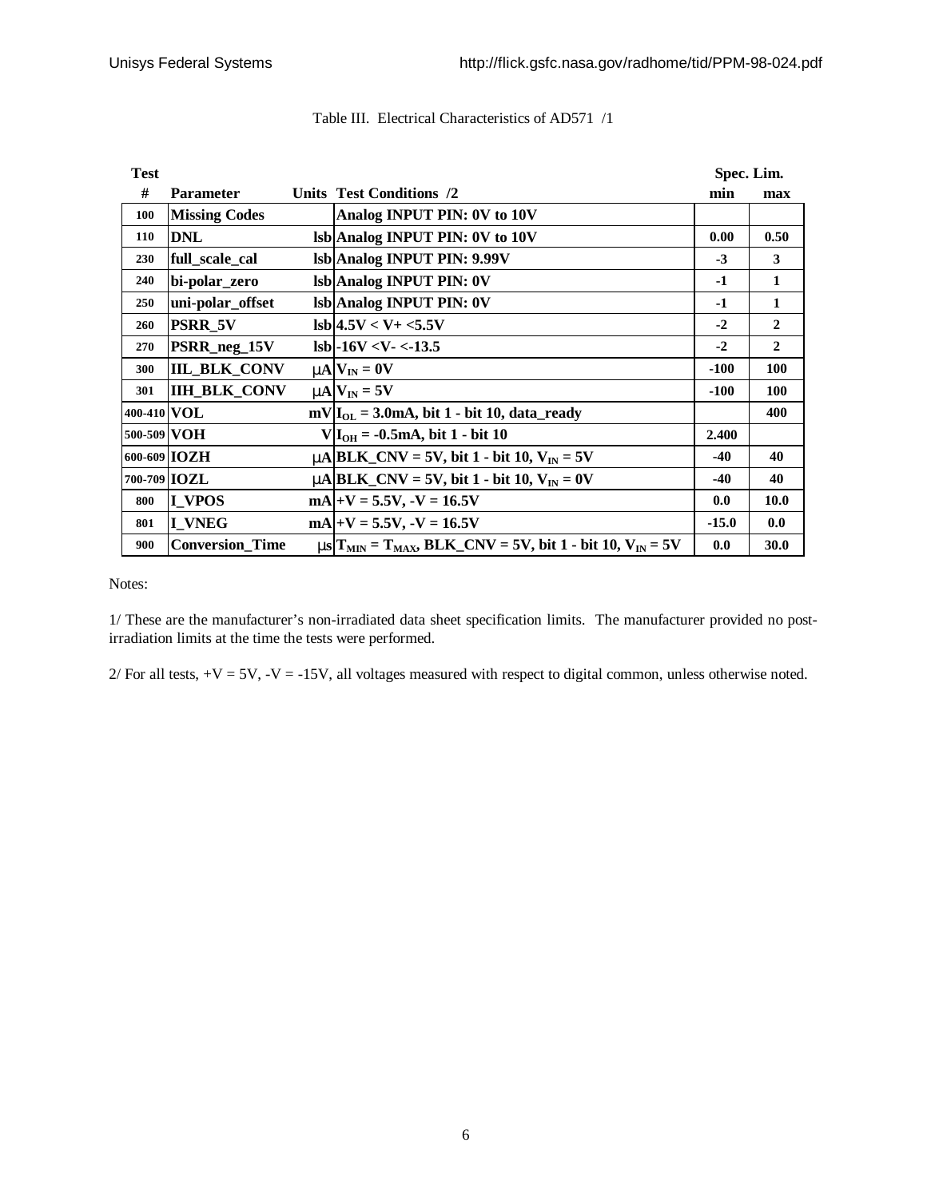Table III. Electrical Characteristics of AD571 /1

| Test # | Parameter | Units | Test Conditions /2 | Spec. Lim. min | Spec. Lim. max |
|---|---|---|---|---|---|
| 100 | Missing Codes | | Analog INPUT PIN: 0V to 10V | | |
| 110 | DNL | lsb | Analog INPUT PIN: 0V to 10V | 0.00 | 0.50 |
| 230 | full_scale_cal | lsb | Analog INPUT PIN: 9.99V | -3 | 3 |
| 240 | bi-polar_zero | lsb | Analog INPUT PIN: 0V | -1 | 1 |
| 250 | uni-polar_offset | lsb | Analog INPUT PIN: 0V | -1 | 1 |
| 260 | PSRR_5V | lsb | 4.5V < V+ <5.5V | -2 | 2 |
| 270 | PSRR_neg_15V | lsb | -16V <V- <-13.5 | -2 | 2 |
| 300 | IIL_BLK_CONV | μA | $V_{IN}$ = 0V | -100 | 100 |
| 301 | IIH_BLK_CONV | μA | $V_{IN}$ = 5V | -100 | 100 |
| 400-410 | VOL | mV | $I_{OL}$ = 3.0mA, bit 1 - bit 10, data_ready | | 400 |
| 500-509 | VOH | V | $I_{OH}$ = -0.5mA, bit 1 - bit 10 | 2.400 | |
| 600-609 | IOZH | μA | BLK_CNV = 5V, bit 1 - bit 10, $V_{IN}$ = 5V | -40 | 40 |
| 700-709 | IOZL | μA | BLK_CNV = 5V, bit 1 - bit 10, $V_{IN}$ = 0V | -40 | 40 |
| 800 | I_VPOS | mA | +V = 5.5V, -V = 16.5V | 0.0 | 10.0 |
| 801 | I_VNEG | mA | +V = 5.5V, -V = 16.5V | -15.0 | 0.0 |
| 900 | Conversion_Time | μs | $T_{MIN}$ = $T_{MAX}$, BLK_CNV = 5V, bit 1 - bit 10, $V_{IN}$ = 5V | 0.0 | 30.0 |

Notes:

1/ These are the manufacturer's non-irradiated data sheet specification limits. The manufacturer provided no post-irradiation limits at the time the tests were performed.

2/ For all tests, +V = 5V, -V = -15V, all voltages measured with respect to digital common, unless otherwise noted.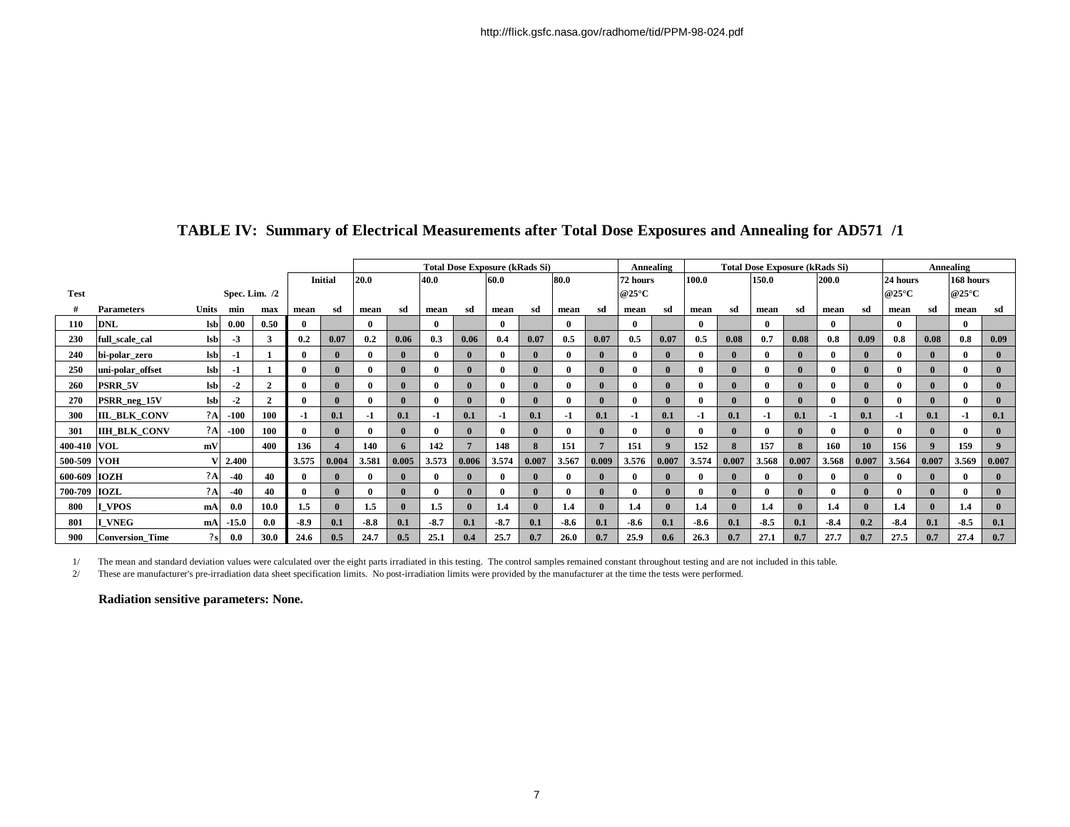http://flick.gsfc.nasa.gov/radhome/tid/PPM-98-024.pdf

## TABLE IV: Summary of Electrical Measurements after Total Dose Exposures and Annealing for AD571 /1

| | | | | | | | Total Dose Exposure (kRads Si) | | | | | | | | Annealing | | Total Dose Exposure (kRads Si) | | | | | | Annealing | | | |
|---|---|---|---|---|---|---|---|---|---|---|---|---|---|---|---|---|---|---|---|---|---|---|---|---|---|---|
| | | | | | Initial | | 20.0 | | 40.0 | | 60.0 | | 80.0 | | 72 hours @25°C | | 100.0 | | 150.0 | | 200.0 | | 24 hours @25°C | | 168 hours @25°C | |
| Test # | Parameters | Units | Spec. Lim. /2 min | max | mean | sd | mean | sd | mean | sd | mean | sd | mean | sd | mean | sd | mean | sd | mean | sd | mean | sd | mean | sd | mean | sd |
| 110 | DNL | lsb | 0.00 | 0.50 | 0 | | 0 | | 0 | | 0 | | 0 | | 0 | | 0 | | 0 | | 0 | | 0 | | 0 | |
| 230 | full_scale_cal | lsb | -3 | 3 | 0.2 | 0.07 | 0.2 | 0.06 | 0.3 | 0.06 | 0.4 | 0.07 | 0.5 | 0.07 | 0.5 | 0.07 | 0.5 | 0.08 | 0.7 | 0.08 | 0.8 | 0.09 | 0.8 | 0.08 | 0.8 | 0.09 |
| 240 | bi-polar_zero | lsb | -1 | 1 | 0 | 0 | 0 | 0 | 0 | 0 | 0 | 0 | 0 | 0 | 0 | 0 | 0 | 0 | 0 | 0 | 0 | 0 | 0 | 0 | 0 | 0 |
| 250 | uni-polar_offset | lsb | -1 | 1 | 0 | 0 | 0 | 0 | 0 | 0 | 0 | 0 | 0 | 0 | 0 | 0 | 0 | 0 | 0 | 0 | 0 | 0 | 0 | 0 | 0 | 0 |
| 260 | PSRR_5V | lsb | -2 | 2 | 0 | 0 | 0 | 0 | 0 | 0 | 0 | 0 | 0 | 0 | 0 | 0 | 0 | 0 | 0 | 0 | 0 | 0 | 0 | 0 | 0 | 0 |
| 270 | PSRR_neg_15V | lsb | -2 | 2 | 0 | 0 | 0 | 0 | 0 | 0 | 0 | 0 | 0 | 0 | 0 | 0 | 0 | 0 | 0 | 0 | 0 | 0 | 0 | 0 | 0 | 0 |
| 300 | IIL_BLK_CONV | ?A | -100 | 100 | -1 | 0.1 | -1 | 0.1 | -1 | 0.1 | -1 | 0.1 | -1 | 0.1 | -1 | 0.1 | -1 | 0.1 | -1 | 0.1 | -1 | 0.1 | -1 | 0.1 | -1 | 0.1 |
| 301 | IIH_BLK_CONV | ?A | -100 | 100 | 0 | 0 | 0 | 0 | 0 | 0 | 0 | 0 | 0 | 0 | 0 | 0 | 0 | 0 | 0 | 0 | 0 | 0 | 0 | 0 | 0 | 0 |
| 400-410 | VOL | mV | | 400 | 136 | 4 | 140 | 6 | 142 | 7 | 148 | 8 | 151 | 7 | 151 | 9 | 152 | 8 | 157 | 8 | 160 | 10 | 156 | 9 | 159 | 9 |
| 500-509 | VOH | V | 2.400 | | 3.575 | 0.004 | 3.581 | 0.005 | 3.573 | 0.006 | 3.574 | 0.007 | 3.567 | 0.009 | 3.576 | 0.007 | 3.574 | 0.007 | 3.568 | 0.007 | 3.568 | 0.007 | 3.564 | 0.007 | 3.569 | 0.007 |
| 600-609 | IOZH | ?A | -40 | 40 | 0 | 0 | 0 | 0 | 0 | 0 | 0 | 0 | 0 | 0 | 0 | 0 | 0 | 0 | 0 | 0 | 0 | 0 | 0 | 0 | 0 | 0 |
| 700-709 | IOZL | ?A | -40 | 40 | 0 | 0 | 0 | 0 | 0 | 0 | 0 | 0 | 0 | 0 | 0 | 0 | 0 | 0 | 0 | 0 | 0 | 0 | 0 | 0 | 0 | 0 |
| 800 | I_VPOS | mA | 0.0 | 10.0 | 1.5 | 0 | 1.5 | 0 | 1.5 | 0 | 1.4 | 0 | 1.4 | 0 | 1.4 | 0 | 1.4 | 0 | 1.4 | 0 | 1.4 | 0 | 1.4 | 0 | 1.4 | 0 |
| 801 | I_VNEG | mA | -15.0 | 0.0 | -8.9 | 0.1 | -8.8 | 0.1 | -8.7 | 0.1 | -8.7 | 0.1 | -8.6 | 0.1 | -8.6 | 0.1 | -8.6 | 0.1 | -8.5 | 0.1 | -8.4 | 0.2 | -8.4 | 0.1 | -8.5 | 0.1 |
| 900 | Conversion_Time | ?s | 0.0 | 30.0 | 24.6 | 0.5 | 24.7 | 0.5 | 25.1 | 0.4 | 25.7 | 0.7 | 26.0 | 0.7 | 25.9 | 0.6 | 26.3 | 0.7 | 27.1 | 0.7 | 27.7 | 0.7 | 27.5 | 0.7 | 27.4 | 0.7 |

1/ The mean and standard deviation values were calculated over the eight parts irradiated in this testing. The control samples remained constant throughout testing and are not included in this table.

2/ These are manufacturer's pre-irradiation data sheet specification limits. No post-irradiation limits were provided by the manufacturer at the time the tests were performed.

**Radiation sensitive parameters: None.**